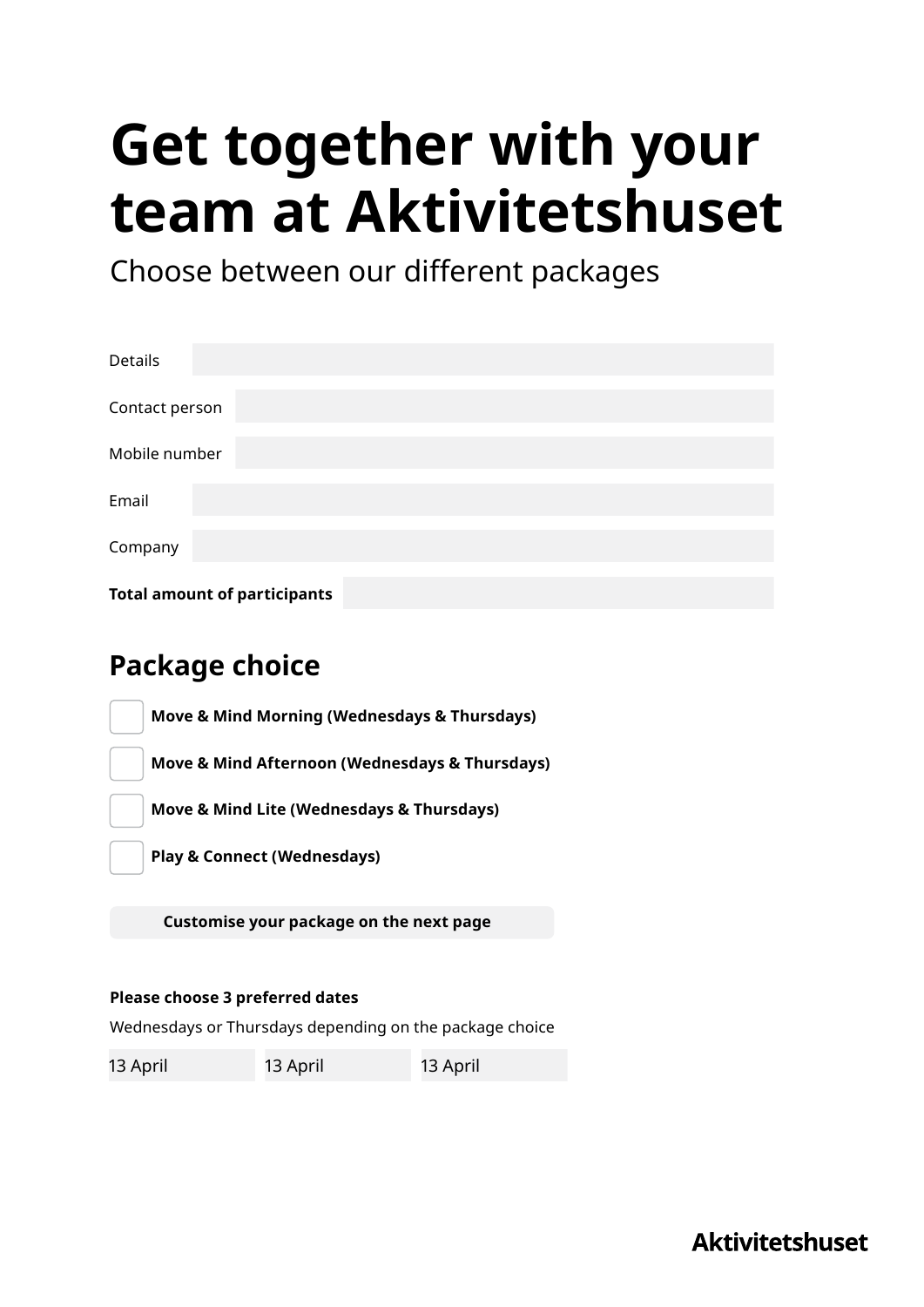# Get together with your team at Aktivitetshuset

Choose between our different packages

Details

Contact person

Mobile number

Email

Company

**Total amount of participants**

## Package choice

- [ ] **Move & Mind Morning (Wednesdays & Thursdays)**
- [ ] **Move & Mind Afternoon (Wednesdays & Thursdays)**
- [ ] **Move & Mind Lite (Wednesdays & Thursdays)**
- [ ] **Play & Connect (Wednesdays)**

**Customise your package on the next page**

**Please choose 3 preferred dates**

Wednesdays or Thursdays depending on the package choice

13 April | 13 April | 13 April

Aktivitetshuset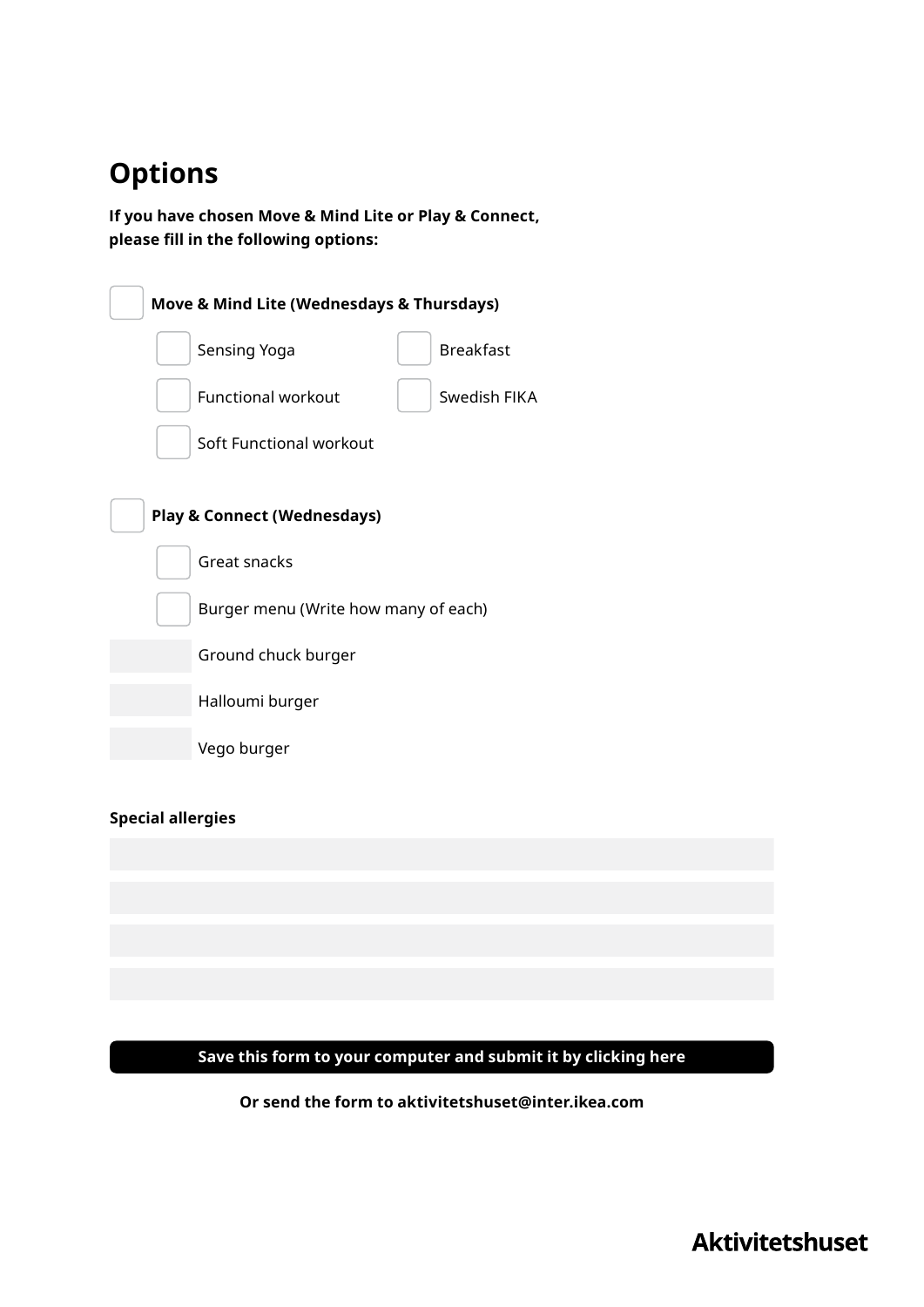# Options

**If you have chosen Move & Mind Lite or Play & Connect, please fill in the following options:**

- [ ] **Move & Mind Lite (Wednesdays & Thursdays)**
  - [ ] Sensing Yoga
  - [ ] Functional workout
  - [ ] Soft Functional workout
  - [ ] Breakfast
  - [ ] Swedish FIKA

- [ ] **Play & Connect (Wednesdays)**
  - [ ] Great snacks
  - [ ] Burger menu (Write how many of each)

____ Ground chuck burger

____ Halloumi burger

____ Vego burger

**Special allergies**

______________________________________

______________________________________

______________________________________

______________________________________

**Save this form to your computer and submit it by clicking here**

**Or send the form to aktivitetshuset@inter.ikea.com**

**Aktivitetshuset**